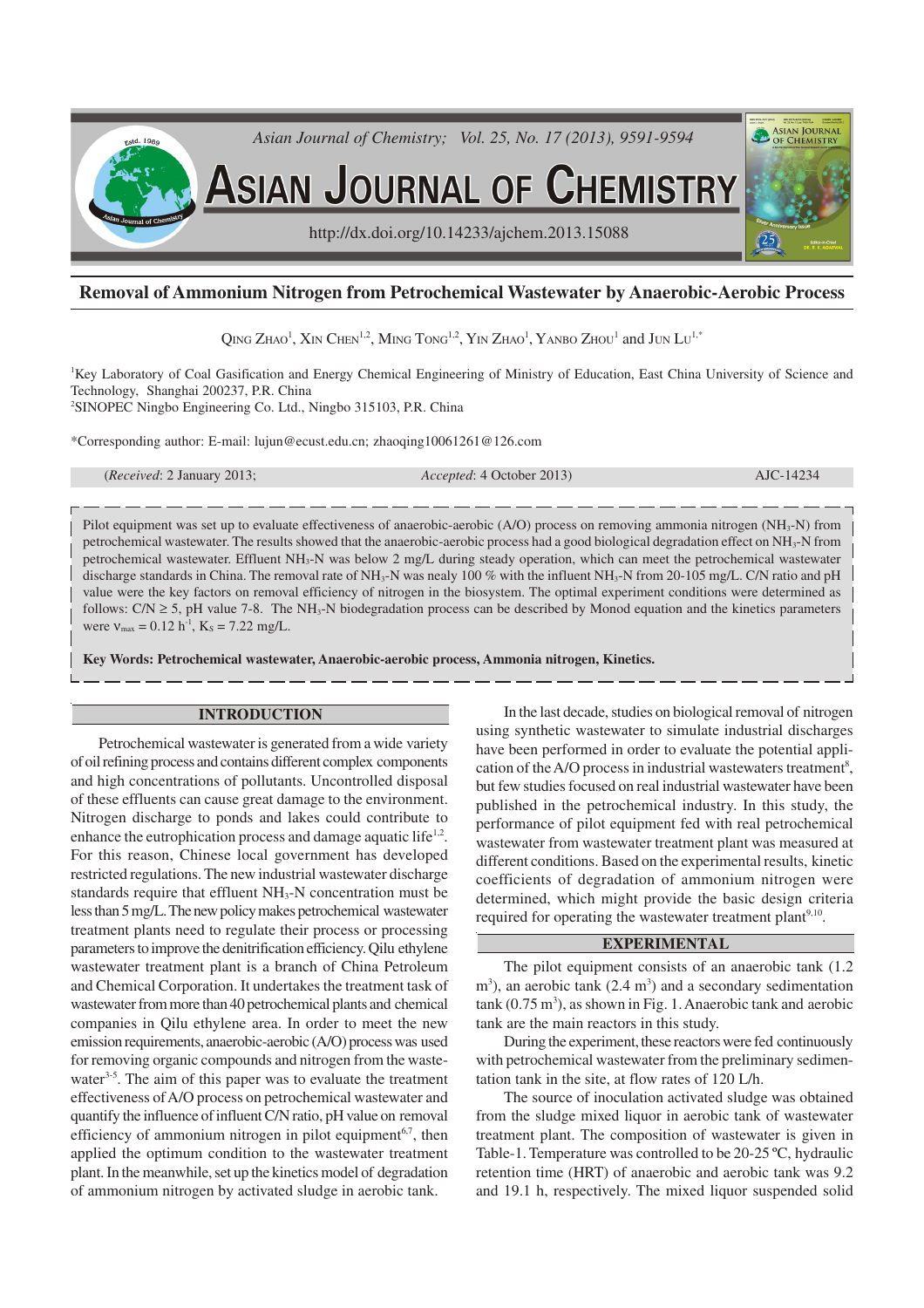# Removal of Ammonium Nitrogen from Petrochemical Wastewater by Anaerobic-Aerobic Process

QING ZHAO[1], XIN CHEN[1,2], MING TONG[1,2], YIN ZHAO[1], YANBO ZHOU[1] and JUN LU[1,*]

[1]Key Laboratory of Coal Gasification and Energy Chemical Engineering of Ministry of Education, East China University of Science and Technology, Shanghai 200237, P.R. China

[2]SINOPEC Ningbo Engineering Co. Ltd., Ningbo 315103, P.R. China

*Corresponding author: E-mail: lujun@ecust.edu.cn; zhaoqing10061261@126.com

(*Received*: 2 January 2013; *Accepted*: 4 October 2013) AJC-14234

Pilot equipment was set up to evaluate effectiveness of anaerobic-aerobic (A/O) process on removing ammonia nitrogen ($NH_3$-N) from petrochemical wastewater. The results showed that the anaerobic-aerobic process had a good biological degradation effect on $NH_3$-N from petrochemical wastewater. Effluent $NH_3$-N was below 2 mg/L during steady operation, which can meet the petrochemical wastewater discharge standards in China. The removal rate of $NH_3$-N was nealy 100 % with the influent $NH_3$-N from 20-105 mg/L. C/N ratio and pH value were the key factors on removal efficiency of nitrogen in the biosystem. The optimal experiment conditions were determined as follows: C/N ≥ 5, pH value 7-8. The $NH_3$-N biodegradation process can be described by Monod equation and the kinetics parameters were $v_{max}$ = 0.12 $h^{-1}$, $K_S$ = 7.22 mg/L.

**Key Words: Petrochemical wastewater, Anaerobic-aerobic process, Ammonia nitrogen, Kinetics.**

## INTRODUCTION

Petrochemical wastewater is generated from a wide variety of oil refining process and contains different complex components and high concentrations of pollutants. Uncontrolled disposal of these effluents can cause great damage to the environment. Nitrogen discharge to ponds and lakes could contribute to enhance the eutrophication process and damage aquatic life[1,2]. For this reason, Chinese local government has developed restricted regulations. The new industrial wastewater discharge standards require that effluent $NH_3$-N concentration must be less than 5 mg/L. The new policy makes petrochemical wastewater treatment plants need to regulate their process or processing parameters to improve the denitrification efficiency. Qilu ethylene wastewater treatment plant is a branch of China Petroleum and Chemical Corporation. It undertakes the treatment task of wastewater from more than 40 petrochemical plants and chemical companies in Qilu ethylene area. In order to meet the new emission requirements, anaerobic-aerobic (A/O) process was used for removing organic compounds and nitrogen from the wastewater[3-5]. The aim of this paper was to evaluate the treatment effectiveness of A/O process on petrochemical wastewater and quantify the influence of influent C/N ratio, pH value on removal efficiency of ammonium nitrogen in pilot equipment[6,7], then applied the optimum condition to the wastewater treatment plant. In the meanwhile, set up the kinetics model of degradation of ammonium nitrogen by activated sludge in aerobic tank.

In the last decade, studies on biological removal of nitrogen using synthetic wastewater to simulate industrial discharges have been performed in order to evaluate the potential application of the A/O process in industrial wastewaters treatment[8], but few studies focused on real industrial wastewater have been published in the petrochemical industry. In this study, the performance of pilot equipment fed with real petrochemical wastewater from wastewater treatment plant was measured at different conditions. Based on the experimental results, kinetic coefficients of degradation of ammonium nitrogen were determined, which might provide the basic design criteria required for operating the wastewater treatment plant[9,10].

## EXPERIMENTAL

The pilot equipment consists of an anaerobic tank (1.2 $m^3$), an aerobic tank (2.4 $m^3$) and a secondary sedimentation tank (0.75 $m^3$), as shown in Fig. 1. Anaerobic tank and aerobic tank are the main reactors in this study.

During the experiment, these reactors were fed continuously with petrochemical wastewater from the preliminary sedimentation tank in the site, at flow rates of 120 L/h.

The source of inoculation activated sludge was obtained from the sludge mixed liquor in aerobic tank of wastewater treatment plant. The composition of wastewater is given in Table-1. Temperature was controlled to be 20-25 ºC, hydraulic retention time (HRT) of anaerobic and aerobic tank was 9.2 and 19.1 h, respectively. The mixed liquor suspended solid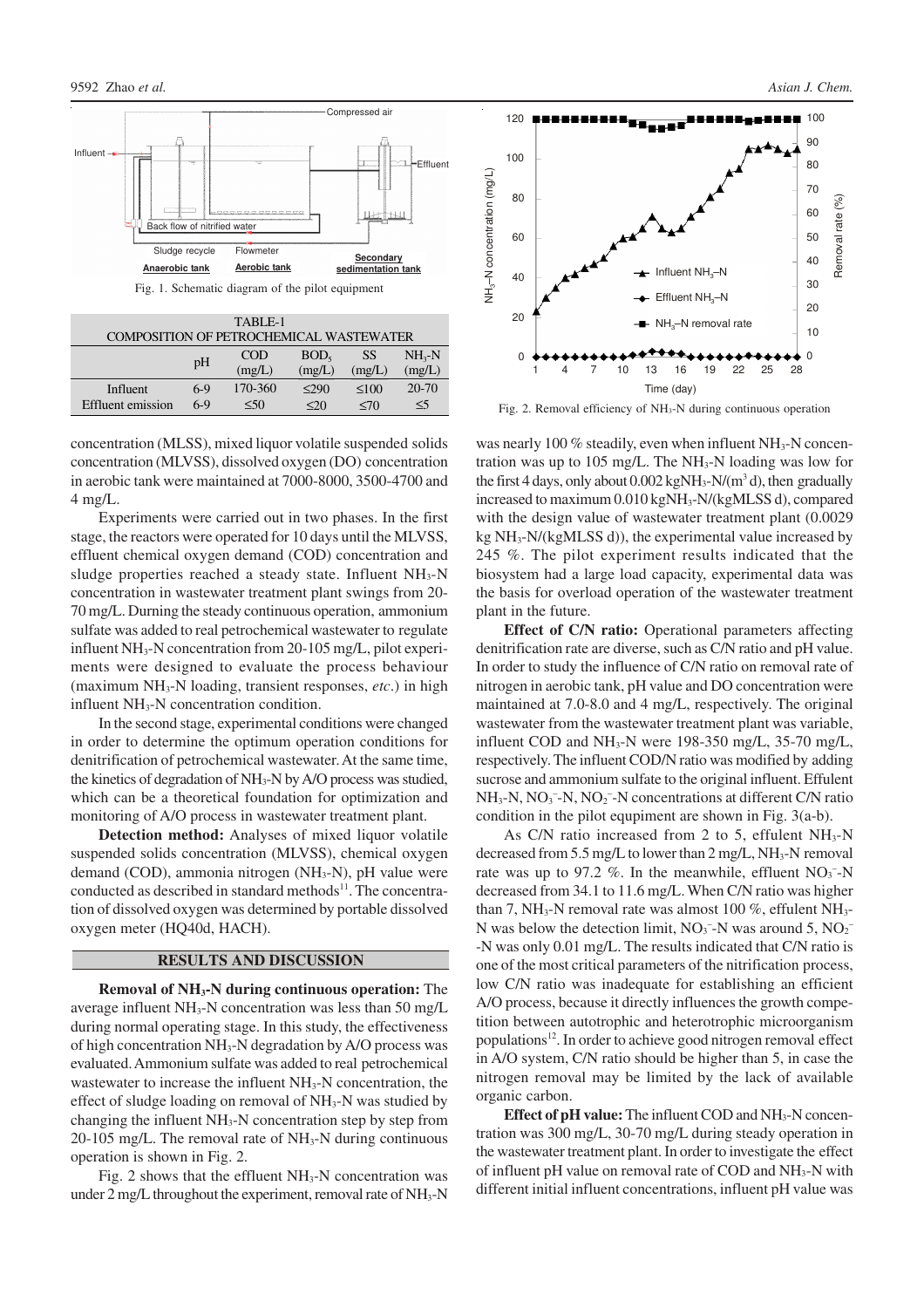Fig. 1. Schematic diagram of the pilot equipment

TABLE-1
COMPOSITION OF PETROCHEMICAL WASTEWATER

| | pH | COD (mg/L) | $BOD_5$ (mg/L) | SS (mg/L) | $NH_3$-N (mg/L) |
|---|---|---|---|---|---|
| Influent | 6-9 | 170-360 | ≤290 | ≤100 | 20-70 |
| Effluent emission | 6-9 | ≤50 | ≤20 | ≤70 | ≤5 |

concentration (MLSS), mixed liquor volatile suspended solids concentration (MLVSS), dissolved oxygen (DO) concentration in aerobic tank were maintained at 7000-8000, 3500-4700 and 4 mg/L.

Experiments were carried out in two phases. In the first stage, the reactors were operated for 10 days until the MLVSS, effluent chemical oxygen demand (COD) concentration and sludge properties reached a steady state. Influent $NH_3$-N concentration in wastewater treatment plant swings from 20-70 mg/L. Durning the steady continuous operation, ammonium sulfate was added to real petrochemical wastewater to regulate influent $NH_3$-N concentration from 20-105 mg/L, pilot experiments were designed to evaluate the process behaviour (maximum $NH_3$-N loading, transient responses, *etc*.) in high influent $NH_3$-N concentration condition.

In the second stage, experimental conditions were changed in order to determine the optimum operation conditions for denitrification of petrochemical wastewater. At the same time, the kinetics of degradation of $NH_3$-N by A/O process was studied, which can be a theoretical foundation for optimization and monitoring of A/O process in wastewater treatment plant.

**Detection method:** Analyses of mixed liquor volatile suspended solids concentration (MLVSS), chemical oxygen demand (COD), ammonia nitrogen ($NH_3$-N), pH value were conducted as described in standard methods[11]. The concentration of dissolved oxygen was determined by portable dissolved oxygen meter (HQ40d, HACH).

## RESULTS AND DISCUSSION

**Removal of $NH_3$-N during continuous operation:** The average influent $NH_3$-N concentration was less than 50 mg/L during normal operating stage. In this study, the effectiveness of high concentration $NH_3$-N degradation by A/O process was evaluated. Ammonium sulfate was added to real petrochemical wastewater to increase the influent $NH_3$-N concentration, the effect of sludge loading on removal of $NH_3$-N was studied by changing the influent $NH_3$-N concentration step by step from 20-105 mg/L. The removal rate of $NH_3$-N during continuous operation is shown in Fig. 2.

Fig. 2 shows that the effluent $NH_3$-N concentration was under 2 mg/L throughout the experiment, removal rate of $NH_3$-N was nearly 100 % steadily, even when influent $NH_3$-N concentration was up to 105 mg/L. The $NH_3$-N loading was low for the first 4 days, only about 0.002 kg$NH_3$-N/($m^3$ d), then gradually increased to maximum 0.010 kg$NH_3$-N/(kgMLSS d), compared with the design value of wastewater treatment plant (0.0029 kg $NH_3$-N/(kgMLSS d)), the experimental value increased by 245 %. The pilot experiment results indicated that the biosystem had a large load capacity, experimental data was the basis for overload operation of the wastewater treatment plant in the future.

Fig. 2. Removal efficiency of $NH_3$-N during continuous operation

**Effect of C/N ratio:** Operational parameters affecting denitrification rate are diverse, such as C/N ratio and pH value. In order to study the influence of C/N ratio on removal rate of nitrogen in aerobic tank, pH value and DO concentration were maintained at 7.0-8.0 and 4 mg/L, respectively. The original wastewater from the wastewater treatment plant was variable, influent COD and $NH_3$-N were 198-350 mg/L, 35-70 mg/L, respectively. The influent COD/N ratio was modified by adding sucrose and ammonium sulfate to the original influent. Effulent $NH_3$-N, $NO_3^-$-N, $NO_2^-$-N concentrations at different C/N ratio condition in the pilot equipment are shown in Fig. 3(a-b).

As C/N ratio increased from 2 to 5, effulent $NH_3$-N decreased from 5.5 mg/L to lower than 2 mg/L, $NH_3$-N removal rate was up to 97.2 %. In the meanwhile, effluent $NO_3^-$-N decreased from 34.1 to 11.6 mg/L. When C/N ratio was higher than 7, $NH_3$-N removal rate was almost 100 %, effluent $NH_3$-N was below the detection limit, $NO_3^-$-N was around 5, $NO_2^-$-N was only 0.01 mg/L. The results indicated that C/N ratio is one of the most critical parameters of the nitrification process, low C/N ratio was inadequate for establishing an efficient A/O process, because it directly influences the growth competition between autotrophic and heterotrophic microorganism populations[12]. In order to achieve good nitrogen removal effect in A/O system, C/N ratio should be higher than 5, in case the nitrogen removal may be limited by the lack of available organic carbon.

**Effect of pH value:** The influent COD and $NH_3$-N concentration was 300 mg/L, 30-70 mg/L during steady operation in the wastewater treatment plant. In order to investigate the effect of influent pH value on removal rate of COD and $NH_3$-N with different initial influent concentrations, influent pH value was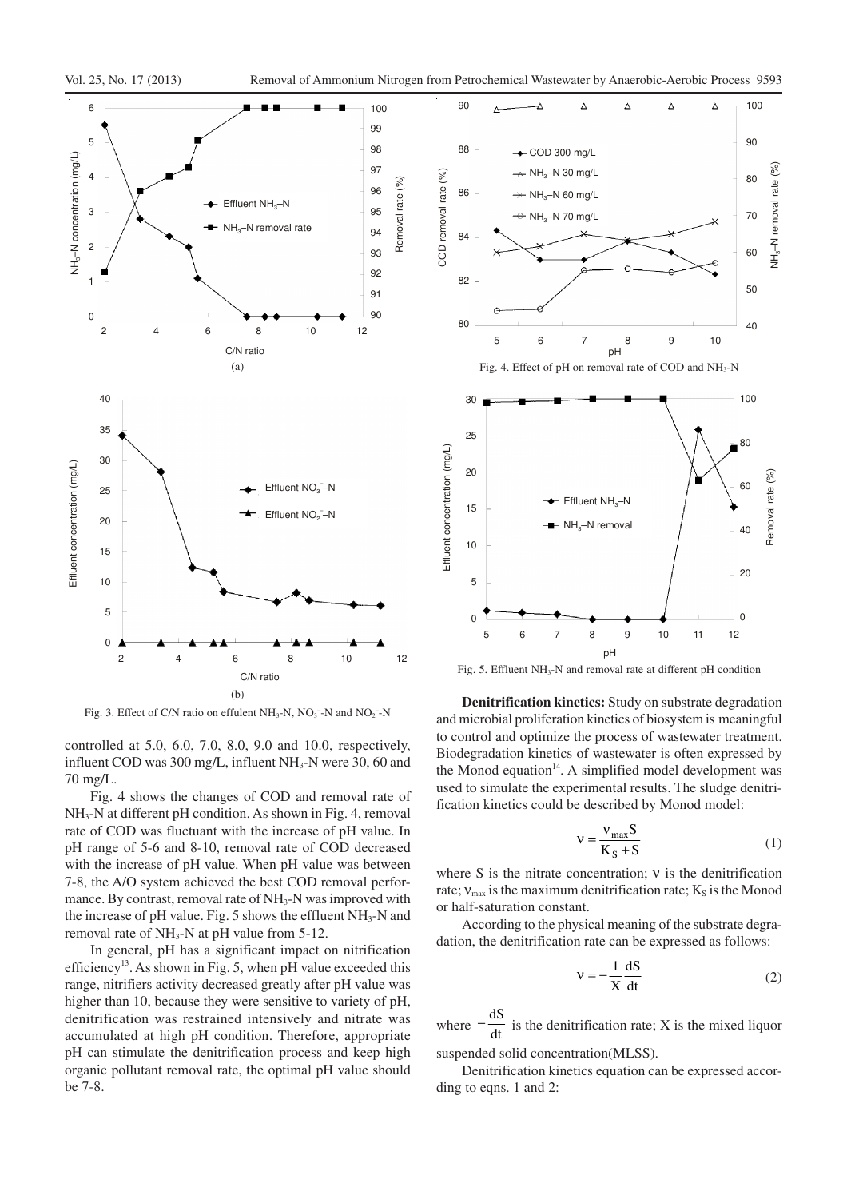Fig. 3. Effect of C/N ratio on effulent $NH_3$-N, $NO_3^-$-N and $NO_2^-$-N

controlled at 5.0, 6.0, 7.0, 8.0, 9.0 and 10.0, respectively, influent COD was 300 mg/L, influent $NH_3$-N were 30, 60 and 70 mg/L.

Fig. 4 shows the changes of COD and removal rate of $NH_3$-N at different pH condition. As shown in Fig. 4, removal rate of COD was fluctuant with the increase of pH value. In pH range of 5-6 and 8-10, removal rate of COD decreased with the increase of pH value. When pH value was between 7-8, the A/O system achieved the best COD removal performance. By contrast, removal rate of $NH_3$-N was improved with the increase of pH value. Fig. 5 shows the effluent $NH_3$-N and removal rate of $NH_3$-N at pH value from 5-12.

In general, pH has a significant impact on nitrification efficiency[13]. As shown in Fig. 5, when pH value exceeded this range, nitrifiers activity decreased greatly after pH value was higher than 10, because they were sensitive to variety of pH, denitrification was restrained intensively and nitrate was accumulated at high pH condition. Therefore, appropriate pH can stimulate the denitrification process and keep high organic pollutant removal rate, the optimal pH value should be 7-8.

Fig. 4. Effect of pH on removal rate of COD and $NH_3$-N

Fig. 5. Effluent $NH_3$-N and removal rate at different pH condition

**Denitrification kinetics:** Study on substrate degradation and microbial proliferation kinetics of biosystem is meaningful to control and optimize the process of wastewater treatment. Biodegradation kinetics of wastewater is often expressed by the Monod equation[14]. A simplified model development was used to simulate the experimental results. The sludge denitrification kinetics could be described by Monod model:

$$v = \frac{v_{max} S}{K_S + S} \tag{1}$$

where S is the nitrate concentration; v is the denitrification rate; $v_{max}$ is the maximum denitrification rate; $K_S$ is the Monod or half-saturation constant.

According to the physical meaning of the substrate degradation, the denitrification rate can be expressed as follows:

$$v = -\frac{1}{X}\frac{dS}{dt} \tag{2}$$

where $-\frac{dS}{dt}$ is the denitrification rate; X is the mixed liquor suspended solid concentration(MLSS).

Denitrification kinetics equation can be expressed according to eqns. 1 and 2: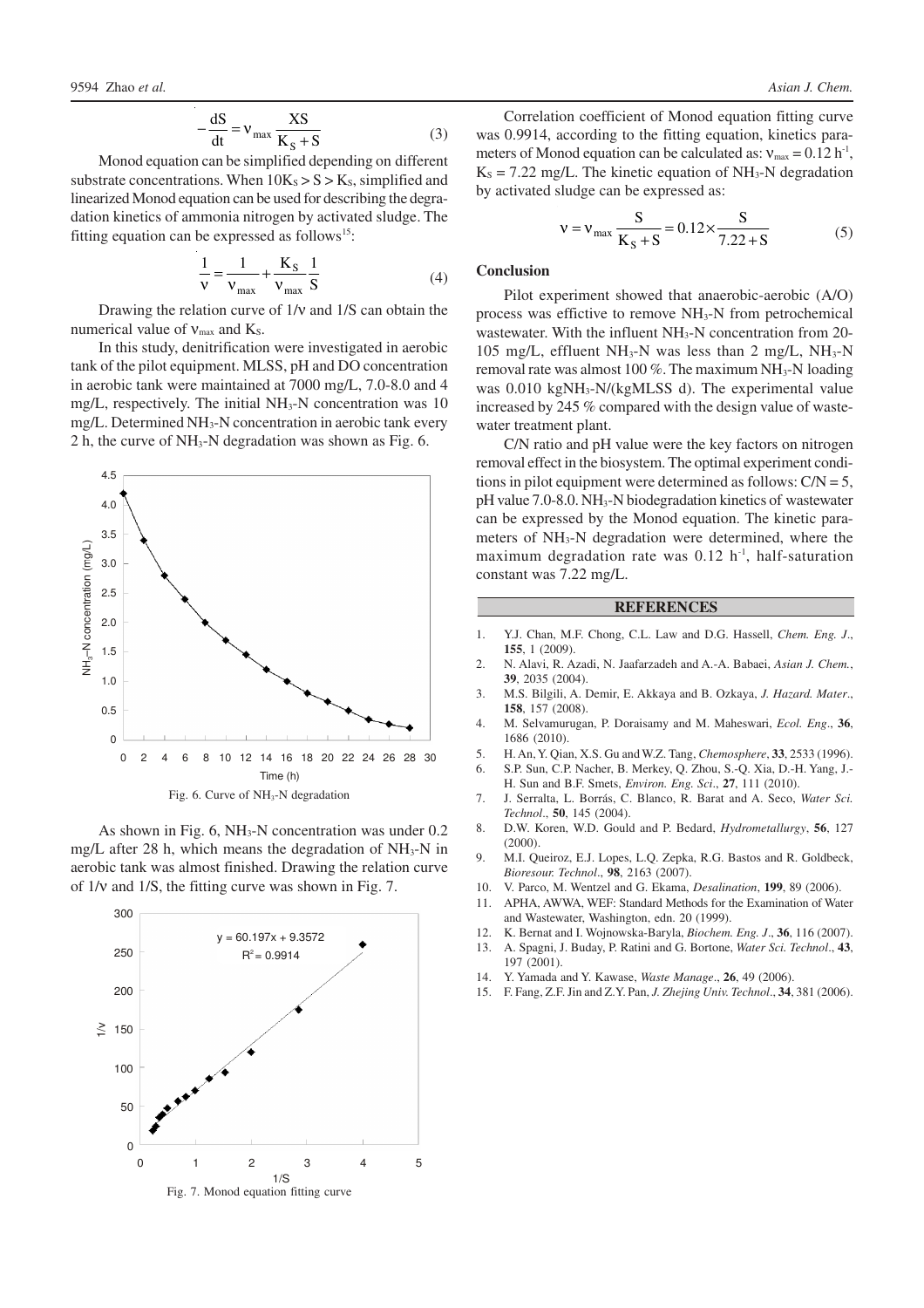$$-\frac{dS}{dt} = \nu_{max}\frac{XS}{K_S + S} \quad (3)$$

Monod equation can be simplified depending on different substrate concentrations. When $10K_S > S > K_S$, simplified and linearized Monod equation can be used for describing the degradation kinetics of ammonia nitrogen by activated sludge. The fitting equation can be expressed as follows[15]:

$$\frac{1}{\nu} = \frac{1}{\nu_{max}} + \frac{K_S}{\nu_{max}}\frac{1}{S} \quad (4)$$

Drawing the relation curve of $1/\nu$ and $1/S$ can obtain the numerical value of $\nu_{max}$ and $K_S$.

In this study, denitrification were investigated in aerobic tank of the pilot equipment. MLSS, pH and DO concentration in aerobic tank were maintained at 7000 mg/L, 7.0-8.0 and 4 mg/L, respectively. The initial $NH_3$-N concentration was 10 mg/L. Determined $NH_3$-N concentration in aerobic tank every 2 h, the curve of $NH_3$-N degradation was shown as Fig. 6.

NH3-N concentration (mg/L)
4.5
4.0
3.5
3.0
2.5
2.0
1.5
1.0
0.5
0
0 2 4 6 8 10 12 14 16 18 20 22 24 26 28 30
Time (h)

Fig. 6. Curve of $NH_3$-N degradation

As shown in Fig. 6, $NH_3$-N concentration was under 0.2 mg/L after 28 h, which means the degradation of $NH_3$-N in aerobic tank was almost finished. Drawing the relation curve of $1/\nu$ and $1/S$, the fitting curve was shown in Fig. 7.

1/v
300
250
200
150
100
50
0
0 1 2 3 4 5
1/S
y = 60.197x + 9.3572
$R^2$ = 0.9914

Fig. 7. Monod equation fitting curve

Correlation coefficient of Monod equation fitting curve was 0.9914, according to the fitting equation, kinetics parameters of Monod equation can be calculated as: $\nu_{max} = 0.12\ h^{-1}$, $K_S = 7.22$ mg/L. The kinetic equation of $NH_3$-N degradation by activated sludge can be expressed as:

$$\nu = \nu_{max}\frac{S}{K_S + S} = 0.12 \times \frac{S}{7.22 + S} \quad (5)$$

## Conclusion

Pilot experiment showed that anaerobic-aerobic (A/O) process was effictive to remove $NH_3$-N from petrochemical wastewater. With the influent $NH_3$-N concentration from 20-105 mg/L, effluent $NH_3$-N was less than 2 mg/L, $NH_3$-N removal rate was almost 100 %. The maximum $NH_3$-N loading was 0.010 kg$NH_3$-N/(kgMLSS d). The experimental value increased by 245 % compared with the design value of wastewater treatment plant.

C/N ratio and pH value were the key factors on nitrogen removal effect in the biosystem. The optimal experiment conditions in pilot equipment were determined as follows: C/N = 5, pH value 7.0-8.0. $NH_3$-N biodegradation kinetics of wastewater can be expressed by the Monod equation. The kinetic parameters of $NH_3$-N degradation were determined, where the maximum degradation rate was 0.12 $h^{-1}$, half-saturation constant was 7.22 mg/L.

## REFERENCES

1. Y.J. Chan, M.F. Chong, C.L. Law and D.G. Hassell, *Chem. Eng. J.*, **155**, 1 (2009).
2. N. Alavi, R. Azadi, N. Jaafarzadeh and A.-A. Babaei, *Asian J. Chem.*, **39**, 2035 (2004).
3. M.S. Bilgili, A. Demir, E. Akkaya and B. Ozkaya, *J. Hazard. Mater.*, **158**, 157 (2008).
4. M. Selvamurugan, P. Doraisamy and M. Maheswari, *Ecol. Eng.*, **36**, 1686 (2010).
5. H. An, Y. Qian, X.S. Gu and W.Z. Tang, *Chemosphere*, **33**, 2533 (1996).
6. S.P. Sun, C.P. Nacher, B. Merkey, Q. Zhou, S.-Q. Xia, D.-H. Yang, J.-H. Sun and B.F. Smets, *Environ. Eng. Sci.*, **27**, 111 (2010).
7. J. Serralta, L. Borrás, C. Blanco, R. Barat and A. Seco, *Water Sci. Technol.*, **50**, 145 (2004).
8. D.W. Koren, W.D. Gould and P. Bedard, *Hydrometallurgy*, **56**, 127 (2000).
9. M.I. Queiroz, E.J. Lopes, L.Q. Zepka, R.G. Bastos and R. Goldbeck, *Bioresour. Technol.*, **98**, 2163 (2007).
10. V. Parco, M. Wentzel and G. Ekama, *Desalination*, **199**, 89 (2006).
11. APHA, AWWA, WEF: Standard Methods for the Examination of Water and Wastewater, Washington, edn. 20 (1999).
12. K. Bernat and I. Wojnowska-Baryla, *Biochem. Eng. J.*, **36**, 116 (2007).
13. A. Spagni, J. Buday, P. Ratini and G. Bortone, *Water Sci. Technol.*, **43**, 197 (2001).
14. Y. Yamada and Y. Kawase, *Waste Manage.*, **26**, 49 (2006).
15. F. Fang, Z.F. Jin and Z.Y. Pan, *J. Zhejing Univ. Technol.*, **34**, 381 (2006).